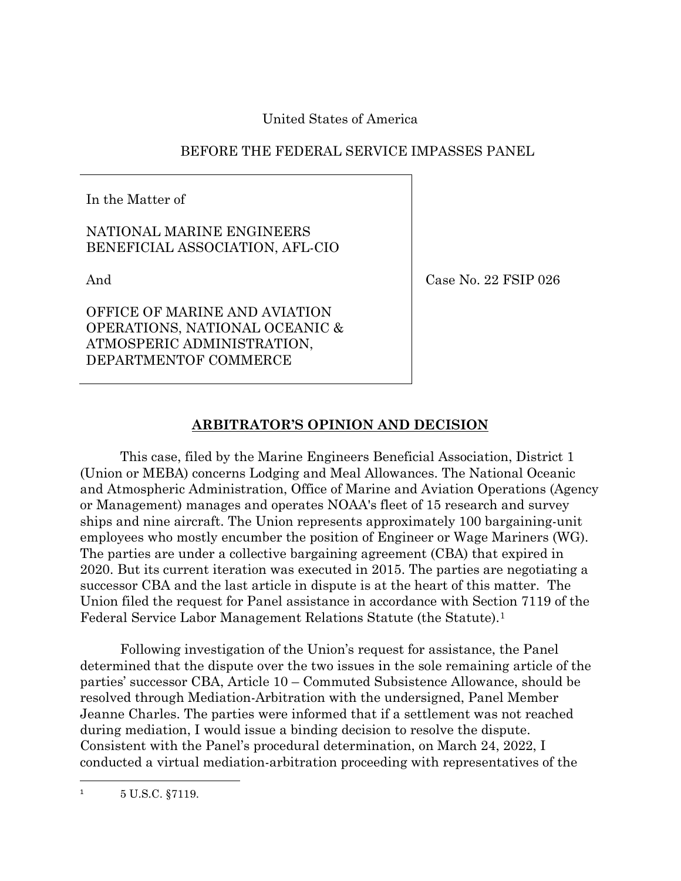United States of America

BEFORE THE FEDERAL SERVICE IMPASSES PANEL

| In the Matter of<br><br>NATIONAL MARINE ENGINEERS BENEFICIAL ASSOCIATION, AFL-CIO<br><br>And<br><br>OFFICE OF MARINE AND AVIATION OPERATIONS, NATIONAL OCEANIC & ATMOSPERIC ADMINISTRATION, DEPARTMENTOF COMMERCE | Case No. 22 FSIP 026 |
| --- | --- |

## ARBITRATOR'S OPINION AND DECISION

This case, filed by the Marine Engineers Beneficial Association, District 1 (Union or MEBA) concerns Lodging and Meal Allowances. The National Oceanic and Atmospheric Administration, Office of Marine and Aviation Operations (Agency or Management) manages and operates NOAA's fleet of 15 research and survey ships and nine aircraft. The Union represents approximately 100 bargaining-unit employees who mostly encumber the position of Engineer or Wage Mariners (WG). The parties are under a collective bargaining agreement (CBA) that expired in 2020. But its current iteration was executed in 2015. The parties are negotiating a successor CBA and the last article in dispute is at the heart of this matter. The Union filed the request for Panel assistance in accordance with Section 7119 of the Federal Service Labor Management Relations Statute (the Statute).[1]

Following investigation of the Union's request for assistance, the Panel determined that the dispute over the two issues in the sole remaining article of the parties' successor CBA, Article 10 – Commuted Subsistence Allowance, should be resolved through Mediation-Arbitration with the undersigned, Panel Member Jeanne Charles. The parties were informed that if a settlement was not reached during mediation, I would issue a binding decision to resolve the dispute. Consistent with the Panel's procedural determination, on March 24, 2022, I conducted a virtual mediation-arbitration proceeding with representatives of the

[1] 5 U.S.C. §7119.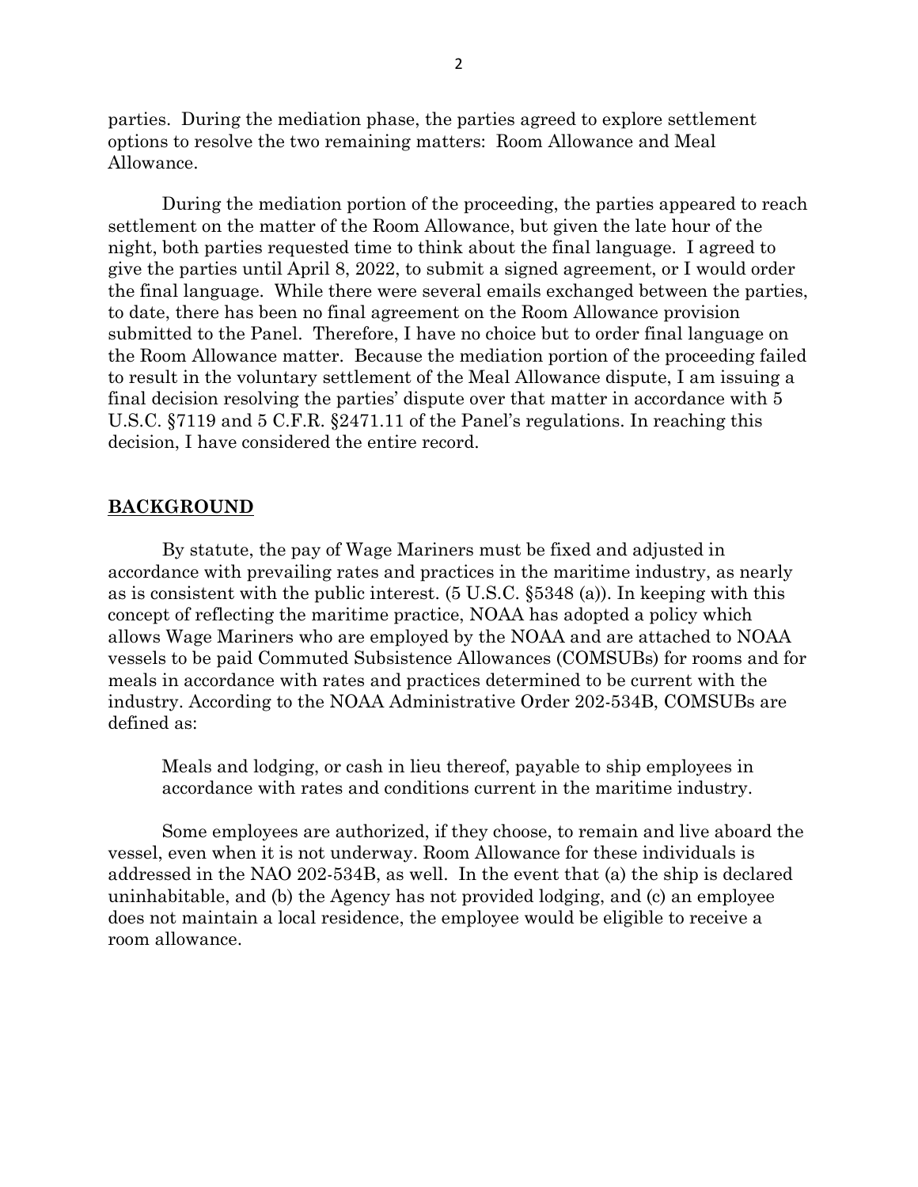parties. During the mediation phase, the parties agreed to explore settlement options to resolve the two remaining matters: Room Allowance and Meal Allowance.

During the mediation portion of the proceeding, the parties appeared to reach settlement on the matter of the Room Allowance, but given the late hour of the night, both parties requested time to think about the final language. I agreed to give the parties until April 8, 2022, to submit a signed agreement, or I would order the final language. While there were several emails exchanged between the parties, to date, there has been no final agreement on the Room Allowance provision submitted to the Panel. Therefore, I have no choice but to order final language on the Room Allowance matter. Because the mediation portion of the proceeding failed to result in the voluntary settlement of the Meal Allowance dispute, I am issuing a final decision resolving the parties' dispute over that matter in accordance with 5 U.S.C. §7119 and 5 C.F.R. §2471.11 of the Panel's regulations. In reaching this decision, I have considered the entire record.

## BACKGROUND

By statute, the pay of Wage Mariners must be fixed and adjusted in accordance with prevailing rates and practices in the maritime industry, as nearly as is consistent with the public interest. (5 U.S.C. §5348 (a)). In keeping with this concept of reflecting the maritime practice, NOAA has adopted a policy which allows Wage Mariners who are employed by the NOAA and are attached to NOAA vessels to be paid Commuted Subsistence Allowances (COMSUBs) for rooms and for meals in accordance with rates and practices determined to be current with the industry. According to the NOAA Administrative Order 202-534B, COMSUBs are defined as:

> Meals and lodging, or cash in lieu thereof, payable to ship employees in accordance with rates and conditions current in the maritime industry.

Some employees are authorized, if they choose, to remain and live aboard the vessel, even when it is not underway. Room Allowance for these individuals is addressed in the NAO 202-534B, as well. In the event that (a) the ship is declared uninhabitable, and (b) the Agency has not provided lodging, and (c) an employee does not maintain a local residence, the employee would be eligible to receive a room allowance.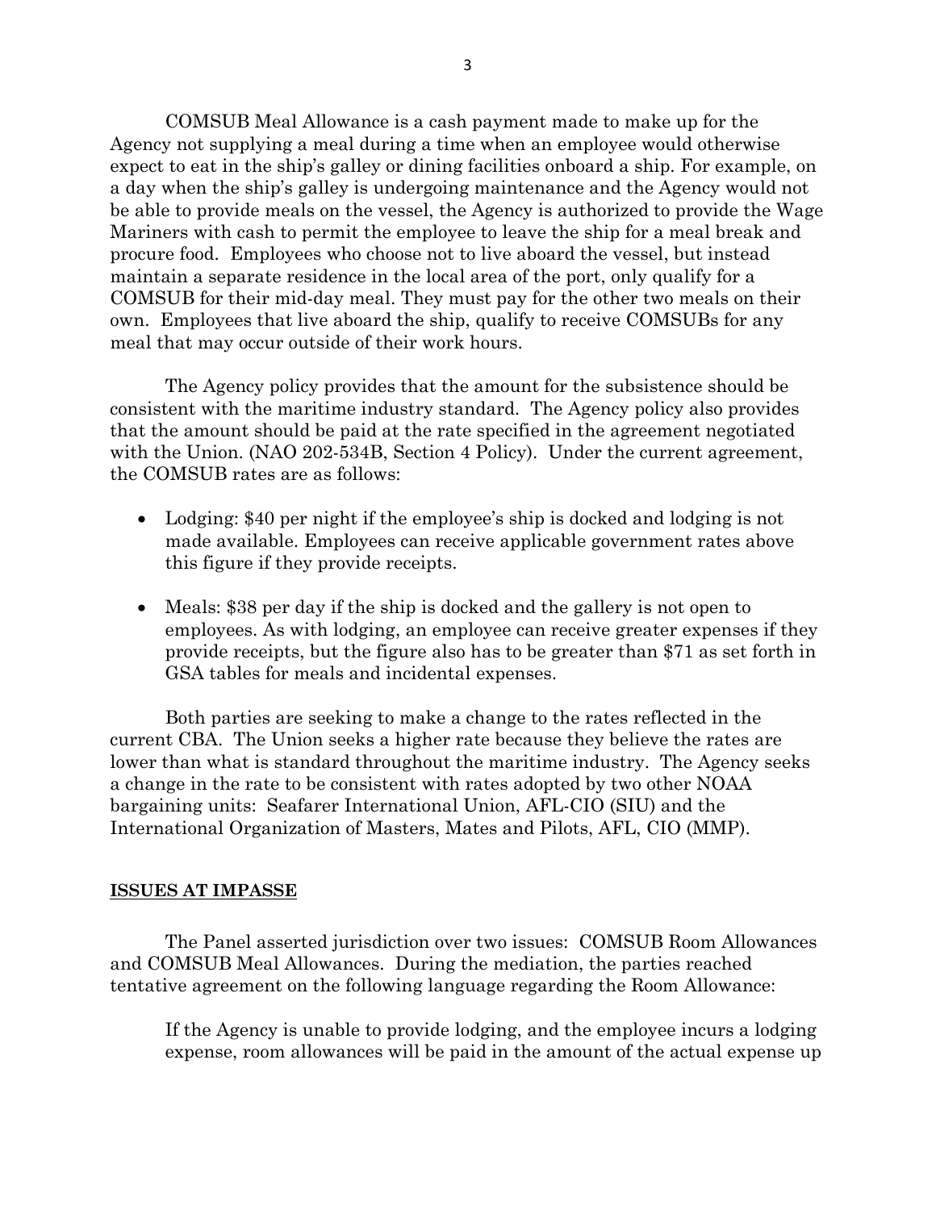COMSUB Meal Allowance is a cash payment made to make up for the Agency not supplying a meal during a time when an employee would otherwise expect to eat in the ship's galley or dining facilities onboard a ship. For example, on a day when the ship's galley is undergoing maintenance and the Agency would not be able to provide meals on the vessel, the Agency is authorized to provide the Wage Mariners with cash to permit the employee to leave the ship for a meal break and procure food. Employees who choose not to live aboard the vessel, but instead maintain a separate residence in the local area of the port, only qualify for a COMSUB for their mid-day meal. They must pay for the other two meals on their own. Employees that live aboard the ship, qualify to receive COMSUBs for any meal that may occur outside of their work hours.

The Agency policy provides that the amount for the subsistence should be consistent with the maritime industry standard. The Agency policy also provides that the amount should be paid at the rate specified in the agreement negotiated with the Union. (NAO 202-534B, Section 4 Policy). Under the current agreement, the COMSUB rates are as follows:

- Lodging: $40 per night if the employee's ship is docked and lodging is not made available. Employees can receive applicable government rates above this figure if they provide receipts.

- Meals: $38 per day if the ship is docked and the gallery is not open to employees. As with lodging, an employee can receive greater expenses if they provide receipts, but the figure also has to be greater than $71 as set forth in GSA tables for meals and incidental expenses.

Both parties are seeking to make a change to the rates reflected in the current CBA. The Union seeks a higher rate because they believe the rates are lower than what is standard throughout the maritime industry. The Agency seeks a change in the rate to be consistent with rates adopted by two other NOAA bargaining units: Seafarer International Union, AFL-CIO (SIU) and the International Organization of Masters, Mates and Pilots, AFL, CIO (MMP).

## ISSUES AT IMPASSE

The Panel asserted jurisdiction over two issues: COMSUB Room Allowances and COMSUB Meal Allowances. During the mediation, the parties reached tentative agreement on the following language regarding the Room Allowance:

> If the Agency is unable to provide lodging, and the employee incurs a lodging expense, room allowances will be paid in the amount of the actual expense up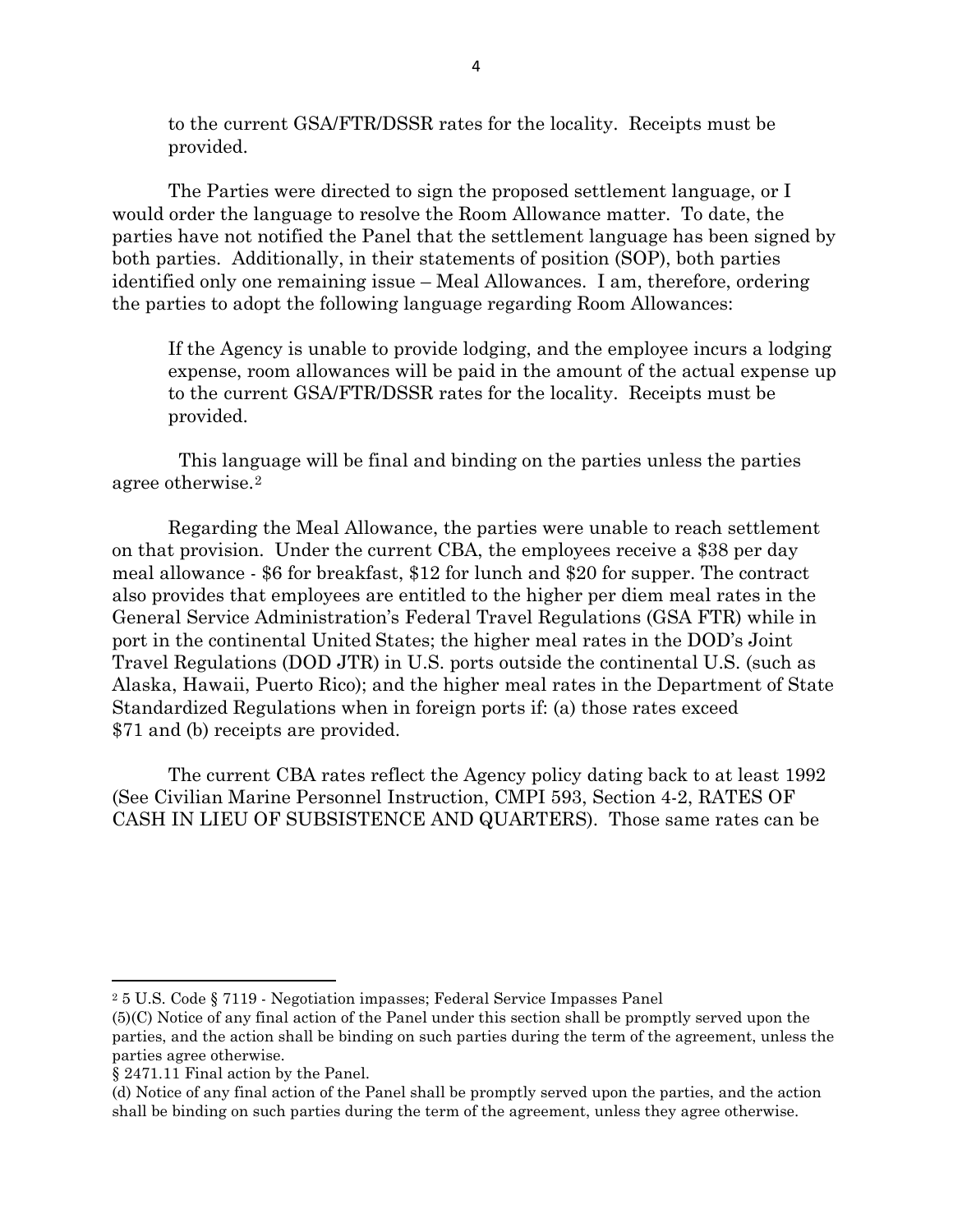to the current GSA/FTR/DSSR rates for the locality. Receipts must be provided.

The Parties were directed to sign the proposed settlement language, or I would order the language to resolve the Room Allowance matter. To date, the parties have not notified the Panel that the settlement language has been signed by both parties. Additionally, in their statements of position (SOP), both parties identified only one remaining issue – Meal Allowances. I am, therefore, ordering the parties to adopt the following language regarding Room Allowances:

> If the Agency is unable to provide lodging, and the employee incurs a lodging expense, room allowances will be paid in the amount of the actual expense up to the current GSA/FTR/DSSR rates for the locality. Receipts must be provided.

This language will be final and binding on the parties unless the parties agree otherwise.[2]

Regarding the Meal Allowance, the parties were unable to reach settlement on that provision. Under the current CBA, the employees receive a $38 per day meal allowance - $6 for breakfast, $12 for lunch and $20 for supper. The contract also provides that employees are entitled to the higher per diem meal rates in the General Service Administration's Federal Travel Regulations (GSA FTR) while in port in the continental United States; the higher meal rates in the DOD's Joint Travel Regulations (DOD JTR) in U.S. ports outside the continental U.S. (such as Alaska, Hawaii, Puerto Rico); and the higher meal rates in the Department of State Standardized Regulations when in foreign ports if: (a) those rates exceed $71 and (b) receipts are provided.

The current CBA rates reflect the Agency policy dating back to at least 1992 (See Civilian Marine Personnel Instruction, CMPI 593, Section 4-2, RATES OF CASH IN LIEU OF SUBSISTENCE AND QUARTERS). Those same rates can be

---

[2] 5 U.S. Code § 7119 - Negotiation impasses; Federal Service Impasses Panel
(5)(C) Notice of any final action of the Panel under this section shall be promptly served upon the parties, and the action shall be binding on such parties during the term of the agreement, unless the parties agree otherwise.
§ 2471.11 Final action by the Panel.
(d) Notice of any final action of the Panel shall be promptly served upon the parties, and the action shall be binding on such parties during the term of the agreement, unless they agree otherwise.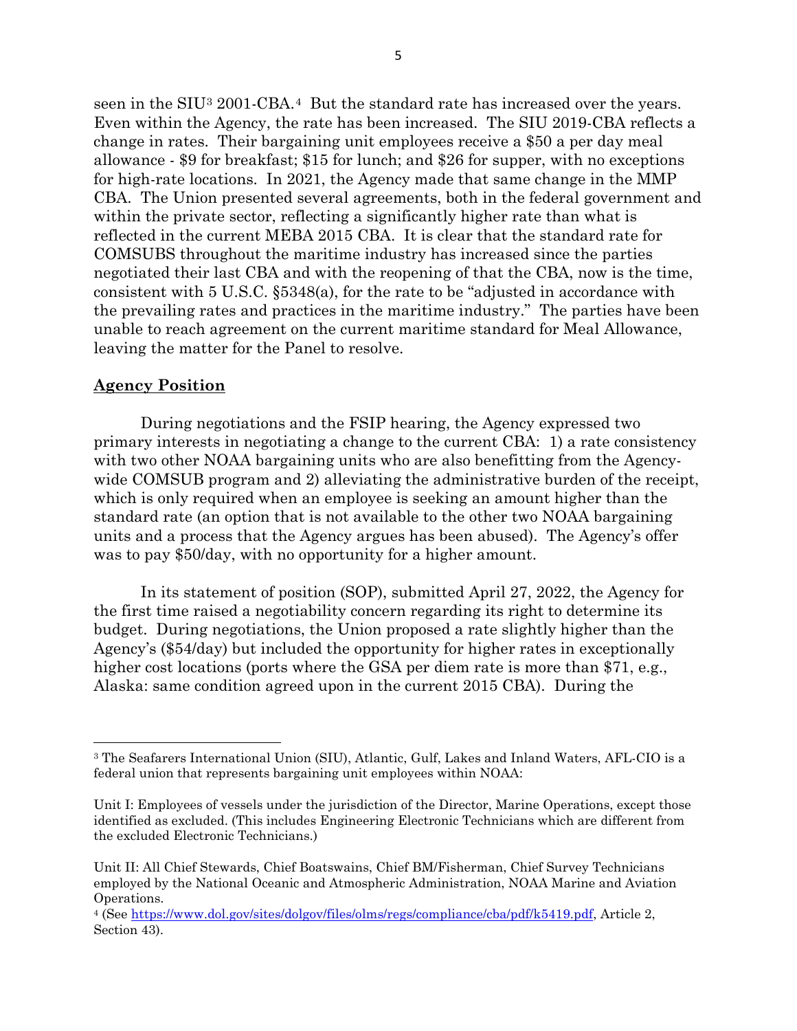seen in the SIU[3] 2001-CBA.[4] But the standard rate has increased over the years. Even within the Agency, the rate has been increased. The SIU 2019-CBA reflects a change in rates. Their bargaining unit employees receive a $50 a per day meal allowance - $9 for breakfast; $15 for lunch; and $26 for supper, with no exceptions for high-rate locations. In 2021, the Agency made that same change in the MMP CBA. The Union presented several agreements, both in the federal government and within the private sector, reflecting a significantly higher rate than what is reflected in the current MEBA 2015 CBA. It is clear that the standard rate for COMSUBS throughout the maritime industry has increased since the parties negotiated their last CBA and with the reopening of that the CBA, now is the time, consistent with 5 U.S.C. §5348(a), for the rate to be "adjusted in accordance with the prevailing rates and practices in the maritime industry." The parties have been unable to reach agreement on the current maritime standard for Meal Allowance, leaving the matter for the Panel to resolve.

## Agency Position

During negotiations and the FSIP hearing, the Agency expressed two primary interests in negotiating a change to the current CBA: 1) a rate consistency with two other NOAA bargaining units who are also benefitting from the Agency-wide COMSUB program and 2) alleviating the administrative burden of the receipt, which is only required when an employee is seeking an amount higher than the standard rate (an option that is not available to the other two NOAA bargaining units and a process that the Agency argues has been abused). The Agency's offer was to pay $50/day, with no opportunity for a higher amount.

In its statement of position (SOP), submitted April 27, 2022, the Agency for the first time raised a negotiability concern regarding its right to determine its budget. During negotiations, the Union proposed a rate slightly higher than the Agency's ($54/day) but included the opportunity for higher rates in exceptionally higher cost locations (ports where the GSA per diem rate is more than $71, e.g., Alaska: same condition agreed upon in the current 2015 CBA). During the

---

[3] The Seafarers International Union (SIU), Atlantic, Gulf, Lakes and Inland Waters, AFL-CIO is a federal union that represents bargaining unit employees within NOAA:

Unit I: Employees of vessels under the jurisdiction of the Director, Marine Operations, except those identified as excluded. (This includes Engineering Electronic Technicians which are different from the excluded Electronic Technicians.)

Unit II: All Chief Stewards, Chief Boatswains, Chief BM/Fisherman, Chief Survey Technicians employed by the National Oceanic and Atmospheric Administration, NOAA Marine and Aviation Operations.

[4] (See https://www.dol.gov/sites/dolgov/files/olms/regs/compliance/cba/pdf/k5419.pdf, Article 2, Section 43).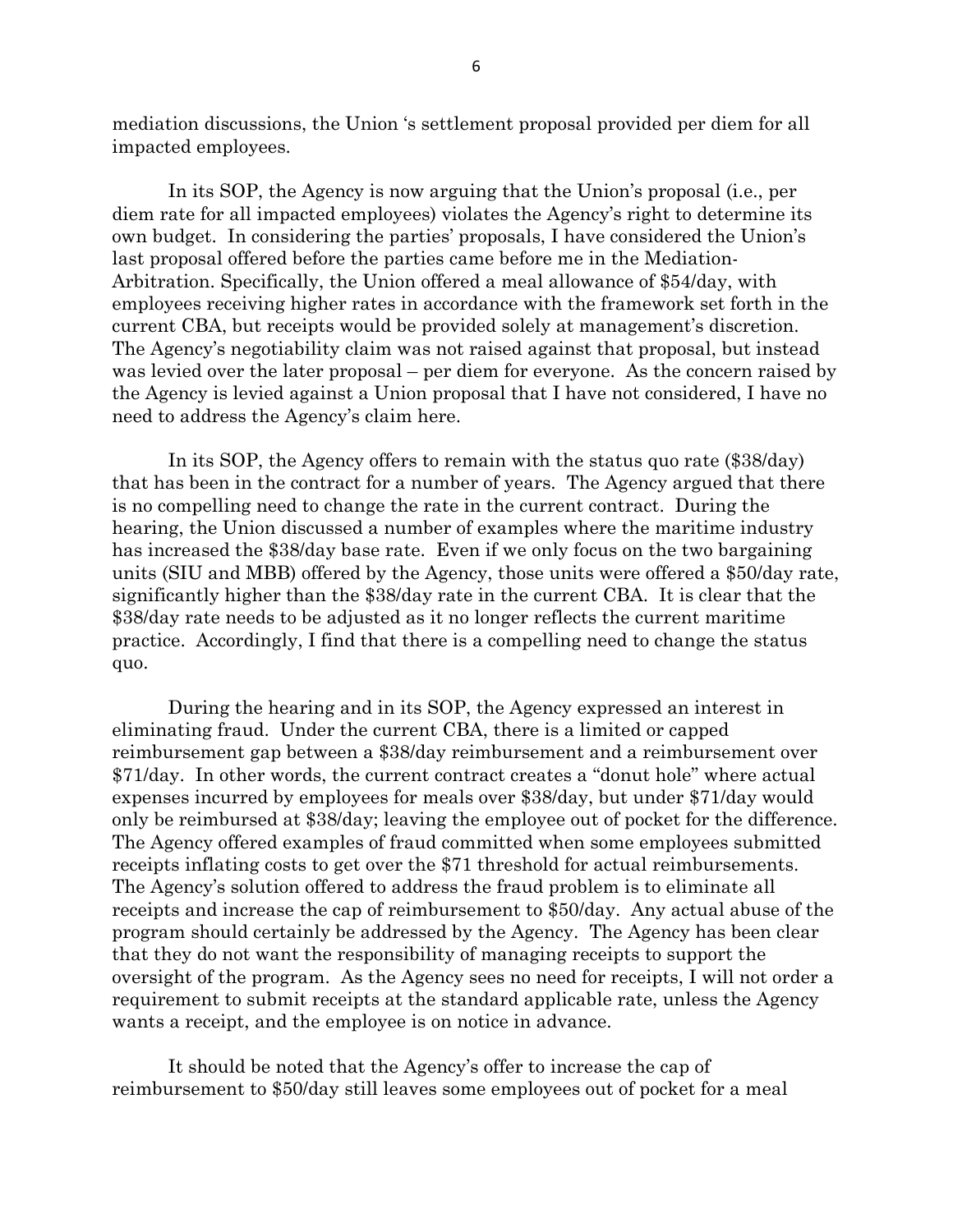mediation discussions, the Union 's settlement proposal provided per diem for all impacted employees.

In its SOP, the Agency is now arguing that the Union's proposal (i.e., per diem rate for all impacted employees) violates the Agency's right to determine its own budget. In considering the parties' proposals, I have considered the Union's last proposal offered before the parties came before me in the Mediation-Arbitration. Specifically, the Union offered a meal allowance of $54/day, with employees receiving higher rates in accordance with the framework set forth in the current CBA, but receipts would be provided solely at management's discretion. The Agency's negotiability claim was not raised against that proposal, but instead was levied over the later proposal – per diem for everyone. As the concern raised by the Agency is levied against a Union proposal that I have not considered, I have no need to address the Agency's claim here.

In its SOP, the Agency offers to remain with the status quo rate ($38/day) that has been in the contract for a number of years. The Agency argued that there is no compelling need to change the rate in the current contract. During the hearing, the Union discussed a number of examples where the maritime industry has increased the $38/day base rate. Even if we only focus on the two bargaining units (SIU and MBB) offered by the Agency, those units were offered a $50/day rate, significantly higher than the $38/day rate in the current CBA. It is clear that the $38/day rate needs to be adjusted as it no longer reflects the current maritime practice. Accordingly, I find that there is a compelling need to change the status quo.

During the hearing and in its SOP, the Agency expressed an interest in eliminating fraud. Under the current CBA, there is a limited or capped reimbursement gap between a $38/day reimbursement and a reimbursement over $71/day. In other words, the current contract creates a "donut hole" where actual expenses incurred by employees for meals over $38/day, but under $71/day would only be reimbursed at $38/day; leaving the employee out of pocket for the difference. The Agency offered examples of fraud committed when some employees submitted receipts inflating costs to get over the $71 threshold for actual reimbursements. The Agency's solution offered to address the fraud problem is to eliminate all receipts and increase the cap of reimbursement to $50/day. Any actual abuse of the program should certainly be addressed by the Agency. The Agency has been clear that they do not want the responsibility of managing receipts to support the oversight of the program. As the Agency sees no need for receipts, I will not order a requirement to submit receipts at the standard applicable rate, unless the Agency wants a receipt, and the employee is on notice in advance.

It should be noted that the Agency's offer to increase the cap of reimbursement to $50/day still leaves some employees out of pocket for a meal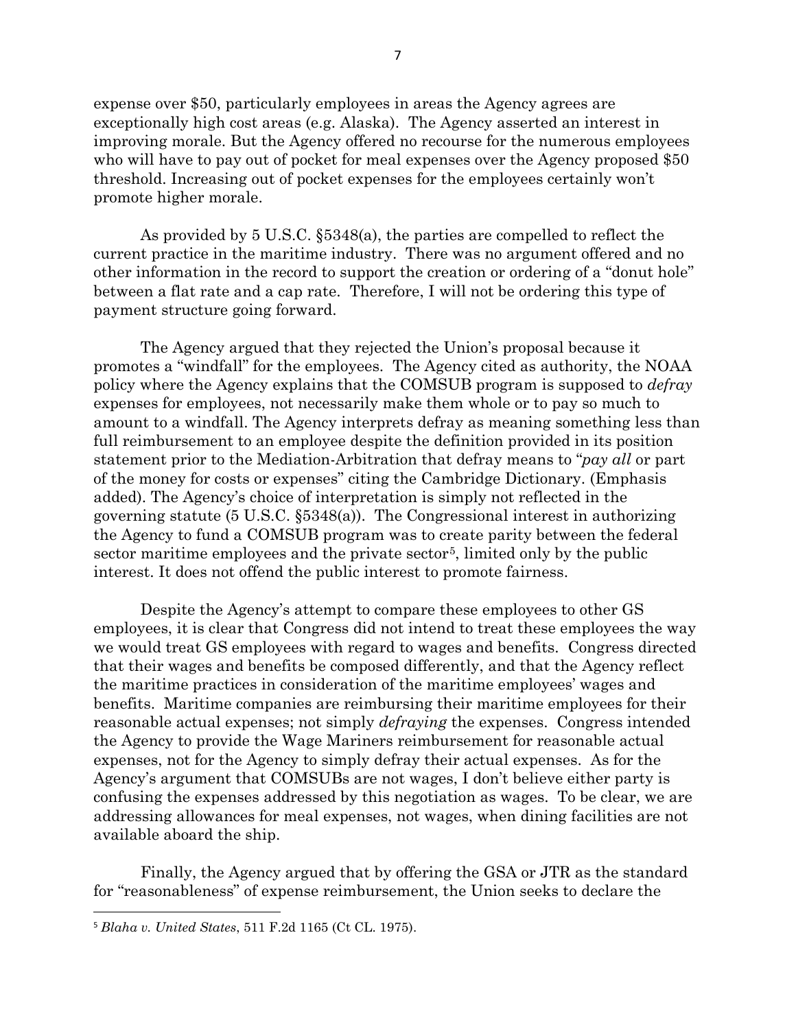expense over $50, particularly employees in areas the Agency agrees are exceptionally high cost areas (e.g. Alaska). The Agency asserted an interest in improving morale. But the Agency offered no recourse for the numerous employees who will have to pay out of pocket for meal expenses over the Agency proposed $50 threshold. Increasing out of pocket expenses for the employees certainly won't promote higher morale.

As provided by 5 U.S.C. §5348(a), the parties are compelled to reflect the current practice in the maritime industry. There was no argument offered and no other information in the record to support the creation or ordering of a "donut hole" between a flat rate and a cap rate. Therefore, I will not be ordering this type of payment structure going forward.

The Agency argued that they rejected the Union's proposal because it promotes a "windfall" for the employees. The Agency cited as authority, the NOAA policy where the Agency explains that the COMSUB program is supposed to *defray* expenses for employees, not necessarily make them whole or to pay so much to amount to a windfall. The Agency interprets defray as meaning something less than full reimbursement to an employee despite the definition provided in its position statement prior to the Mediation-Arbitration that defray means to "*pay all* or part of the money for costs or expenses" citing the Cambridge Dictionary. (Emphasis added). The Agency's choice of interpretation is simply not reflected in the governing statute (5 U.S.C. §5348(a)). The Congressional interest in authorizing the Agency to fund a COMSUB program was to create parity between the federal sector maritime employees and the private sector[5], limited only by the public interest. It does not offend the public interest to promote fairness.

Despite the Agency's attempt to compare these employees to other GS employees, it is clear that Congress did not intend to treat these employees the way we would treat GS employees with regard to wages and benefits. Congress directed that their wages and benefits be composed differently, and that the Agency reflect the maritime practices in consideration of the maritime employees' wages and benefits. Maritime companies are reimbursing their maritime employees for their reasonable actual expenses; not simply *defraying* the expenses. Congress intended the Agency to provide the Wage Mariners reimbursement for reasonable actual expenses, not for the Agency to simply defray their actual expenses. As for the Agency's argument that COMSUBs are not wages, I don't believe either party is confusing the expenses addressed by this negotiation as wages. To be clear, we are addressing allowances for meal expenses, not wages, when dining facilities are not available aboard the ship.

Finally, the Agency argued that by offering the GSA or JTR as the standard for "reasonableness" of expense reimbursement, the Union seeks to declare the

---

[5] *Blaha v. United States*, 511 F.2d 1165 (Ct CL. 1975).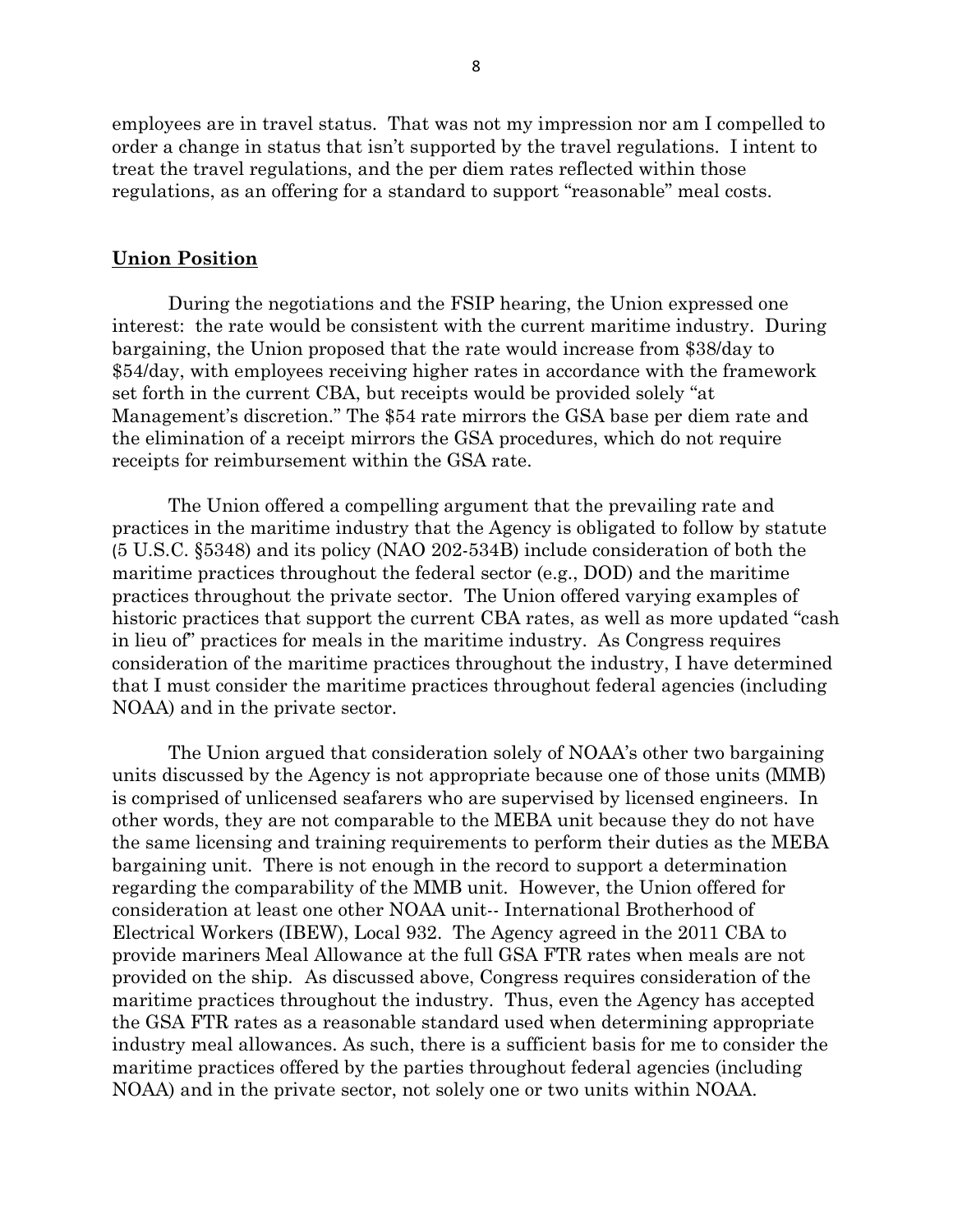employees are in travel status. That was not my impression nor am I compelled to order a change in status that isn't supported by the travel regulations. I intent to treat the travel regulations, and the per diem rates reflected within those regulations, as an offering for a standard to support "reasonable" meal costs.

## **Union Position**

During the negotiations and the FSIP hearing, the Union expressed one interest: the rate would be consistent with the current maritime industry. During bargaining, the Union proposed that the rate would increase from $38/day to $54/day, with employees receiving higher rates in accordance with the framework set forth in the current CBA, but receipts would be provided solely "at Management's discretion." The $54 rate mirrors the GSA base per diem rate and the elimination of a receipt mirrors the GSA procedures, which do not require receipts for reimbursement within the GSA rate.

The Union offered a compelling argument that the prevailing rate and practices in the maritime industry that the Agency is obligated to follow by statute (5 U.S.C. §5348) and its policy (NAO 202-534B) include consideration of both the maritime practices throughout the federal sector (e.g., DOD) and the maritime practices throughout the private sector. The Union offered varying examples of historic practices that support the current CBA rates, as well as more updated "cash in lieu of" practices for meals in the maritime industry. As Congress requires consideration of the maritime practices throughout the industry, I have determined that I must consider the maritime practices throughout federal agencies (including NOAA) and in the private sector.

The Union argued that consideration solely of NOAA's other two bargaining units discussed by the Agency is not appropriate because one of those units (MMB) is comprised of unlicensed seafarers who are supervised by licensed engineers. In other words, they are not comparable to the MEBA unit because they do not have the same licensing and training requirements to perform their duties as the MEBA bargaining unit. There is not enough in the record to support a determination regarding the comparability of the MMB unit. However, the Union offered for consideration at least one other NOAA unit-- International Brotherhood of Electrical Workers (IBEW), Local 932. The Agency agreed in the 2011 CBA to provide mariners Meal Allowance at the full GSA FTR rates when meals are not provided on the ship. As discussed above, Congress requires consideration of the maritime practices throughout the industry. Thus, even the Agency has accepted the GSA FTR rates as a reasonable standard used when determining appropriate industry meal allowances. As such, there is a sufficient basis for me to consider the maritime practices offered by the parties throughout federal agencies (including NOAA) and in the private sector, not solely one or two units within NOAA.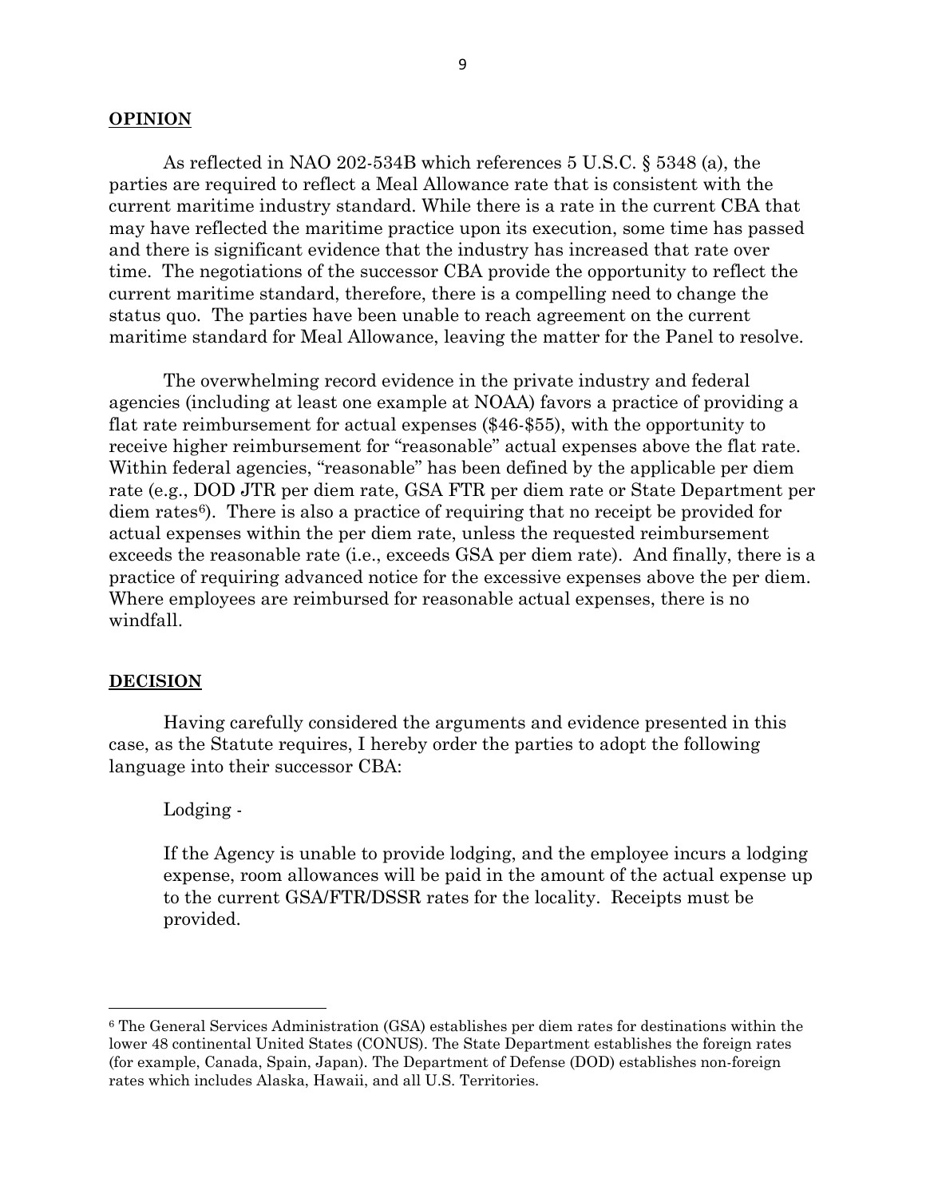**OPINION**

As reflected in NAO 202-534B which references 5 U.S.C. § 5348 (a), the parties are required to reflect a Meal Allowance rate that is consistent with the current maritime industry standard. While there is a rate in the current CBA that may have reflected the maritime practice upon its execution, some time has passed and there is significant evidence that the industry has increased that rate over time. The negotiations of the successor CBA provide the opportunity to reflect the current maritime standard, therefore, there is a compelling need to change the status quo. The parties have been unable to reach agreement on the current maritime standard for Meal Allowance, leaving the matter for the Panel to resolve.

The overwhelming record evidence in the private industry and federal agencies (including at least one example at NOAA) favors a practice of providing a flat rate reimbursement for actual expenses ($46-$55), with the opportunity to receive higher reimbursement for "reasonable" actual expenses above the flat rate. Within federal agencies, "reasonable" has been defined by the applicable per diem rate (e.g., DOD JTR per diem rate, GSA FTR per diem rate or State Department per diem rates[6]). There is also a practice of requiring that no receipt be provided for actual expenses within the per diem rate, unless the requested reimbursement exceeds the reasonable rate (i.e., exceeds GSA per diem rate). And finally, there is a practice of requiring advanced notice for the excessive expenses above the per diem. Where employees are reimbursed for reasonable actual expenses, there is no windfall.

**DECISION**

Having carefully considered the arguments and evidence presented in this case, as the Statute requires, I hereby order the parties to adopt the following language into their successor CBA:

> Lodging -
>
> If the Agency is unable to provide lodging, and the employee incurs a lodging expense, room allowances will be paid in the amount of the actual expense up to the current GSA/FTR/DSSR rates for the locality. Receipts must be provided.

---

[6] The General Services Administration (GSA) establishes per diem rates for destinations within the lower 48 continental United States (CONUS). The State Department establishes the foreign rates (for example, Canada, Spain, Japan). The Department of Defense (DOD) establishes non-foreign rates which includes Alaska, Hawaii, and all U.S. Territories.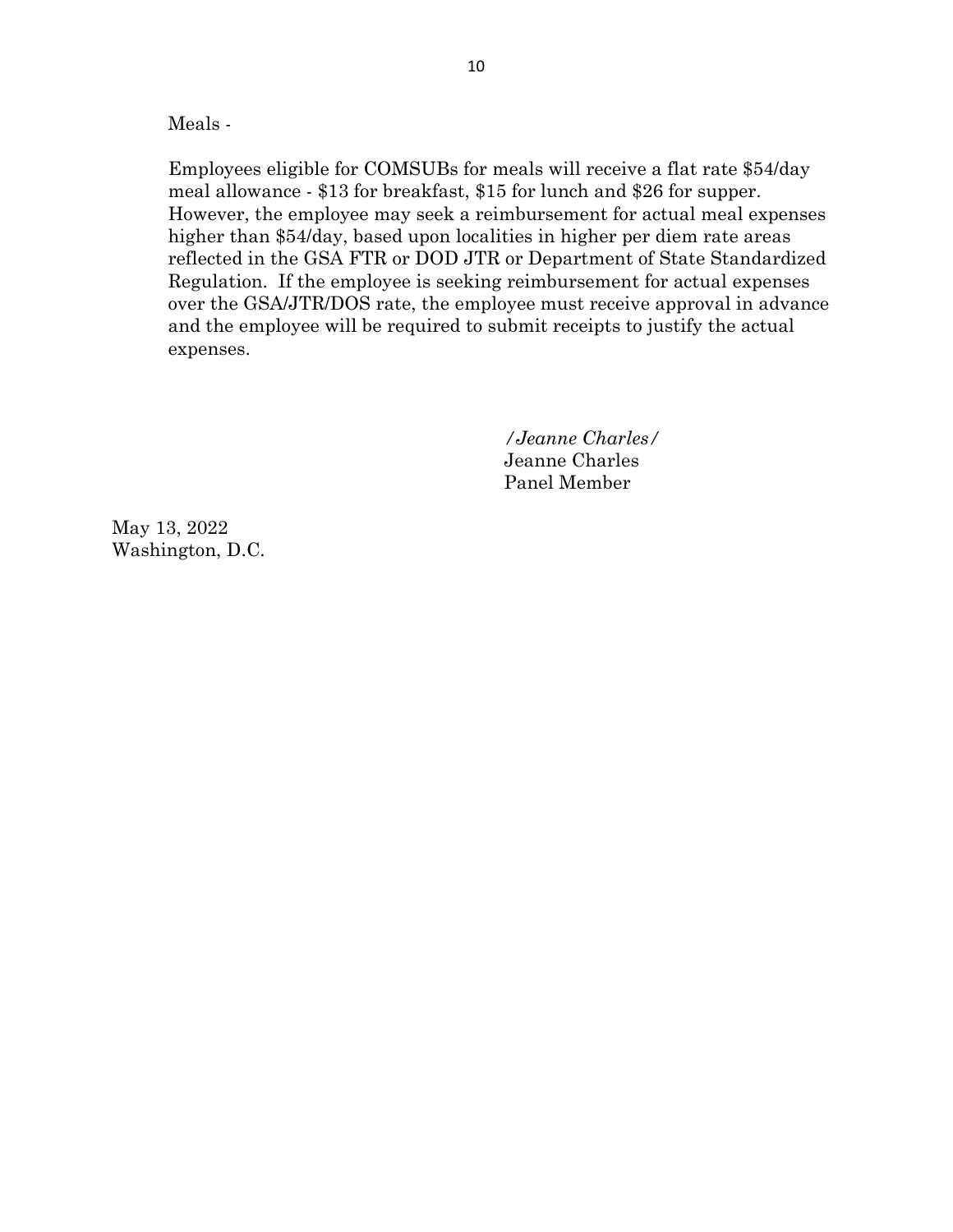Meals -

Employees eligible for COMSUBs for meals will receive a flat rate $54/day meal allowance - $13 for breakfast, $15 for lunch and $26 for supper. However, the employee may seek a reimbursement for actual meal expenses higher than $54/day, based upon localities in higher per diem rate areas reflected in the GSA FTR or DOD JTR or Department of State Standardized Regulation. If the employee is seeking reimbursement for actual expenses over the GSA/JTR/DOS rate, the employee must receive approval in advance and the employee will be required to submit receipts to justify the actual expenses.

*/Jeanne Charles/*
Jeanne Charles
Panel Member

May 13, 2022
Washington, D.C.